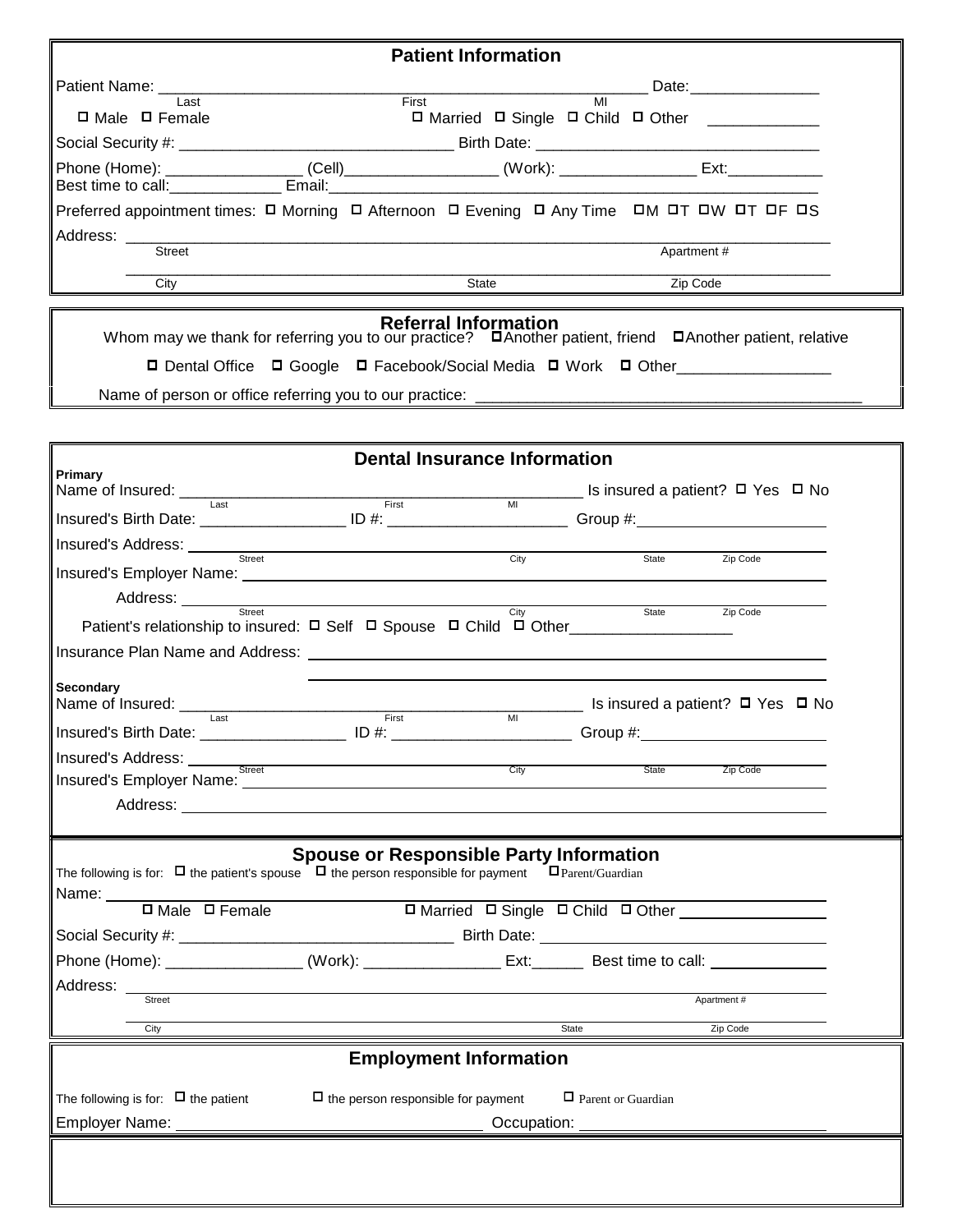## Patient Information

Patient Name: _________________________________________________________ Date:_______________

Last First MI

☐ Male ☐ Female ☐ Married ☐ Single ☐ Child ☐ Other _____________

Social Security #: ________________________________ Birth Date: ________________________________

Phone (Home): ________________ (Cell)__________________ (Work): ________________ Ext:___________

Best time to call:_____________ Email:___________________________________________________________

Preferred appointment times: ☐ Morning ☐ Afternoon ☐ Evening ☐ Any Time ☐M ☐T ☐W ☐T ☐F ☐S

Address: _______________________________________________________________________________

Street Apartment #

_______________________________________________________________________________

City State Zip Code

## Referral Information

Whom may we thank for referring you to our practice? ☐Another patient, friend ☐Another patient, relative

☐ Dental Office ☐ Google ☐ Facebook/Social Media ☐ Work ☐ Other__________________

Name of person or office referring you to our practice: _____________________________________________

## Dental Insurance Information

**Primary**

Name of Insured: _______________________________________________ Is insured a patient? ☐ Yes ☐ No

Last First MI

Insured's Birth Date: _________________ ID #: _____________________ Group #:______________________

Insured's Address: ______________________________________________________________________

Street City State Zip Code

Insured's Employer Name: _________________________________________________________________

Address: ______________________________________________________________________

Street City State Zip Code

Patient's relationship to insured: ☐ Self ☐ Spouse ☐ Child ☐ Other___________________

Insurance Plan Name and Address: ___________________________________________________________

___________________________________________________________

**Secondary**

Name of Insured: _______________________________________________ Is insured a patient? ☐ Yes ☐ No

Last First MI

Insured's Birth Date: _________________ ID #: _____________________ Group #:______________________

Insured's Address: ______________________________________________________________________

Street City State Zip Code

Insured's Employer Name: _________________________________________________________________

Address: ______________________________________________________________________

## Spouse or Responsible Party Information

The following is for: ☐ the patient's spouse ☐ the person responsible for payment ☐Parent/Guardian

Name: _______________________________________________________________________________

☐ Male ☐ Female ☐ Married ☐ Single ☐ Child ☐ Other _________________

Social Security #: ________________________________ Birth Date: ________________________________

Phone (Home): ________________ (Work): ________________ Ext:______ Best time to call: ______________

Address: _______________________________________________________________________________

Street Apartment #

_______________________________________________________________________________

City State Zip Code

## Employment Information

The following is for: ☐ the patient ☐ the person responsible for payment ☐ Parent or Guardian

Employer Name: ____________________________________ Occupation: ______________________________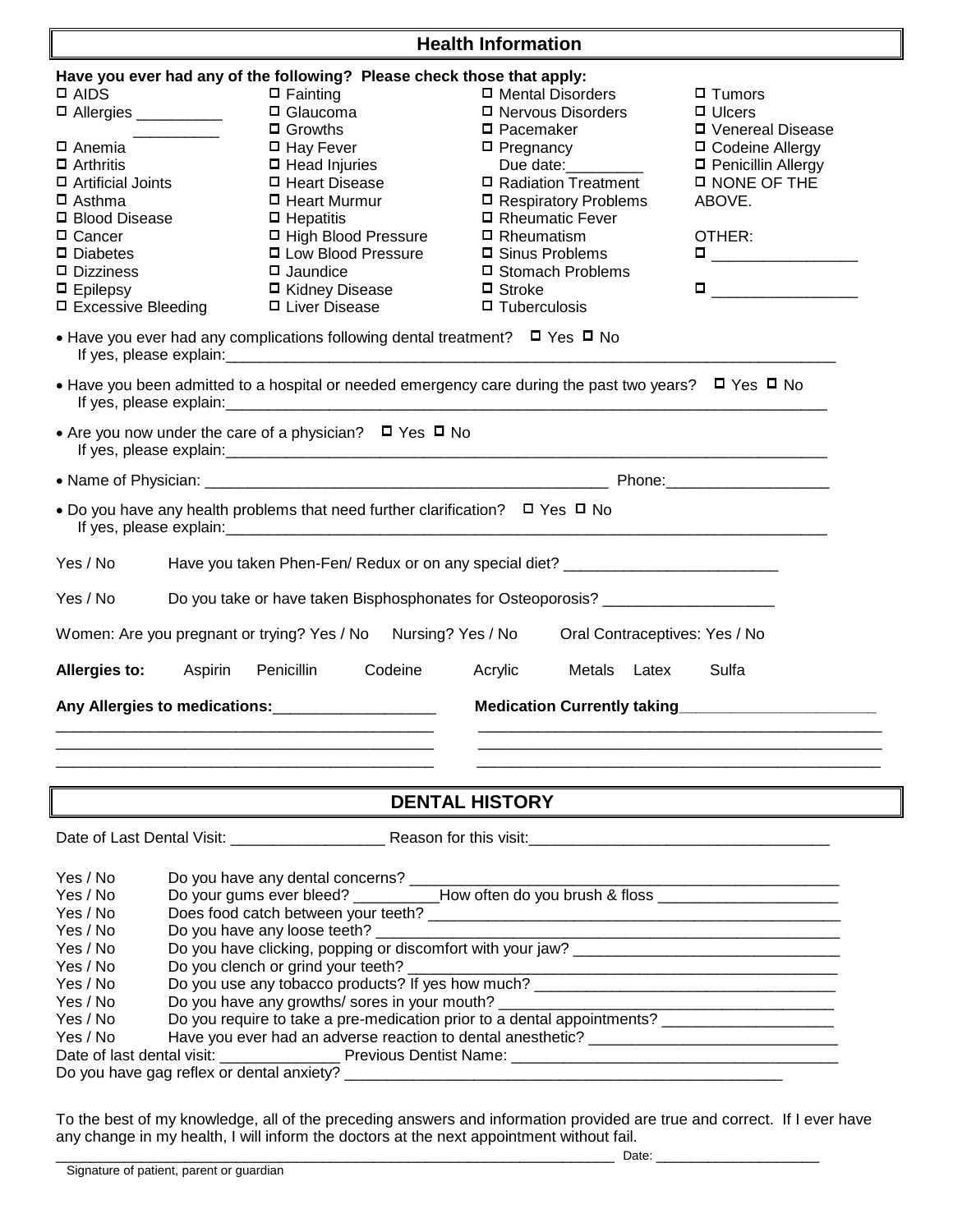## Health Information

**Have you ever had any of the following? Please check those that apply:**

- ☐ AIDS
- ☐ Allergies __________ __________
- ☐ Anemia
- ☐ Arthritis
- ☐ Artificial Joints
- ☐ Asthma
- ☐ Blood Disease
- ☐ Cancer
- ☐ Diabetes
- ☐ Dizziness
- ☐ Epilepsy
- ☐ Excessive Bleeding
- ☐ Fainting
- ☐ Glaucoma
- ☐ Growths
- ☐ Hay Fever
- ☐ Head Injuries
- ☐ Heart Disease
- ☐ Heart Murmur
- ☐ Hepatitis
- ☐ High Blood Pressure
- ☐ Low Blood Pressure
- ☐ Jaundice
- ☐ Kidney Disease
- ☐ Liver Disease
- ☐ Mental Disorders
- ☐ Nervous Disorders
- ☐ Pacemaker
- ☐ Pregnancy  
  Due date:_________
- ☐ Radiation Treatment
- ☐ Respiratory Problems
- ☐ Rheumatic Fever
- ☐ Rheumatism
- ☐ Sinus Problems
- ☐ Stomach Problems
- ☐ Stroke
- ☐ Tuberculosis
- ☐ Tumors
- ☐ Ulcers
- ☐ Venereal Disease
- ☐ Codeine Allergy
- ☐ Penicillin Allergy
- ☐ NONE OF THE ABOVE.

OTHER:
- ☐ _________________
- ☐ _________________

- Have you ever had any complications following dental treatment? ☐ Yes ☐ No  
  If yes, please explain:___________________________________________________________________________
- Have you been admitted to a hospital or needed emergency care during the past two years? ☐ Yes ☐ No  
  If yes, please explain:___________________________________________________________________________
- Are you now under the care of a physician? ☐ Yes ☐ No  
  If yes, please explain:___________________________________________________________________________
- Name of Physician: _________________________________________________ Phone:___________________
- Do you have any health problems that need further clarification? ☐ Yes ☐ No  
  If yes, please explain:___________________________________________________________________________

Yes / No Have you taken Phen-Fen/ Redux or on any special diet? _________________________

Yes / No Do you take or have taken Bisphosphonates for Osteoporosis? ____________________

Women: Are you pregnant or trying? Yes / No Nursing? Yes / No Oral Contraceptives: Yes / No

**Allergies to:** Aspirin Penicillin Codeine Acrylic Metals Latex Sulfa

**Any Allergies to medications:**___________________
_____________________________________________
_____________________________________________
_____________________________________________

**Medication Currently taking**_______________________
_________________________________________________
_________________________________________________
_________________________________________________

## DENTAL HISTORY

Date of Last Dental Visit: __________________ Reason for this visit:___________________________________

Yes / No Do you have any dental concerns? ____________________________________________________

Yes / No Do your gums ever bleed? __________How often do you brush & floss _____________________

Yes / No Does food catch between your teeth? ___________________________________________________

Yes / No Do you have any loose teeth? _________________________________________________________

Yes / No Do you have clicking, popping or discomfort with your jaw? _______________________________

Yes / No Do you clench or grind your teeth? ____________________________________________________

Yes / No Do you use any tobacco products? If yes how much? ____________________________________

Yes / No Do you have any growths/ sores in your mouth? ________________________________________

Yes / No Do you require to take a pre-medication prior to a dental appointments? ____________________

Yes / No Have you ever had an adverse reaction to dental anesthetic? ______________________________

Date of last dental visit: ______________ Previous Dentist Name: _______________________________________

Do you have gag reflex or dental anxiety? _____________________________________________________

To the best of my knowledge, all of the preceding answers and information provided are true and correct. If I ever have any change in my health, I will inform the doctors at the next appointment without fail.

________________________________________________________________________ Date: ____________________

Signature of patient, parent or guardian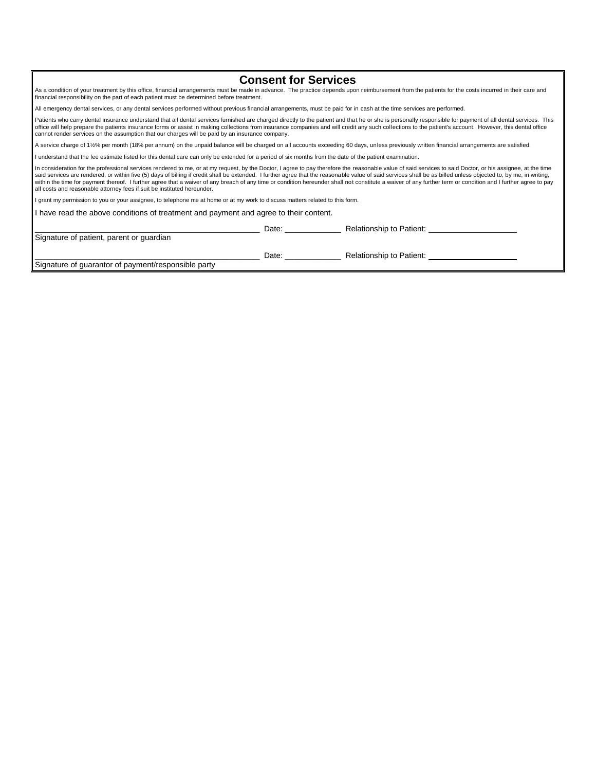# Consent for Services

As a condition of your treatment by this office, financial arrangements must be made in advance. The practice depends upon reimbursement from the patients for the costs incurred in their care and financial responsibility on the part of each patient must be determined before treatment.

All emergency dental services, or any dental services performed without previous financial arrangements, must be paid for in cash at the time services are performed.

Patients who carry dental insurance understand that all dental services furnished are charged directly to the patient and that he or she is personally responsible for payment of all dental services. This office will help prepare the patients insurance forms or assist in making collections from insurance companies and will credit any such collections to the patient's account. However, this dental office cannot render services on the assumption that our charges will be paid by an insurance company.

A service charge of 1½% per month (18% per annum) on the unpaid balance will be charged on all accounts exceeding 60 days, unless previously written financial arrangements are satisfied.

I understand that the fee estimate listed for this dental care can only be extended for a period of six months from the date of the patient examination.

In consideration for the professional services rendered to me, or at my request, by the Doctor, I agree to pay therefore the reasonable value of said services to said Doctor, or his assignee, at the time said services are rendered, or within five (5) days of billing if credit shall be extended. I further agree that the reasonable value of said services shall be as billed unless objected to, by me, in writing, within the time for payment thereof. I further agree that a waiver of any breach of any time or condition hereunder shall not constitute a waiver of any further term or condition and I further agree to pay all costs and reasonable attorney fees if suit be instituted hereunder.

I grant my permission to you or your assignee, to telephone me at home or at my work to discuss matters related to this form.

I have read the above conditions of treatment and payment and agree to their content.

_______________________________________ Date: ____________ Relationship to Patient: ____________________

Signature of patient, parent or guardian

_______________________________________ Date: ____________ Relationship to Patient: ____________________

Signature of guarantor of payment/responsible party